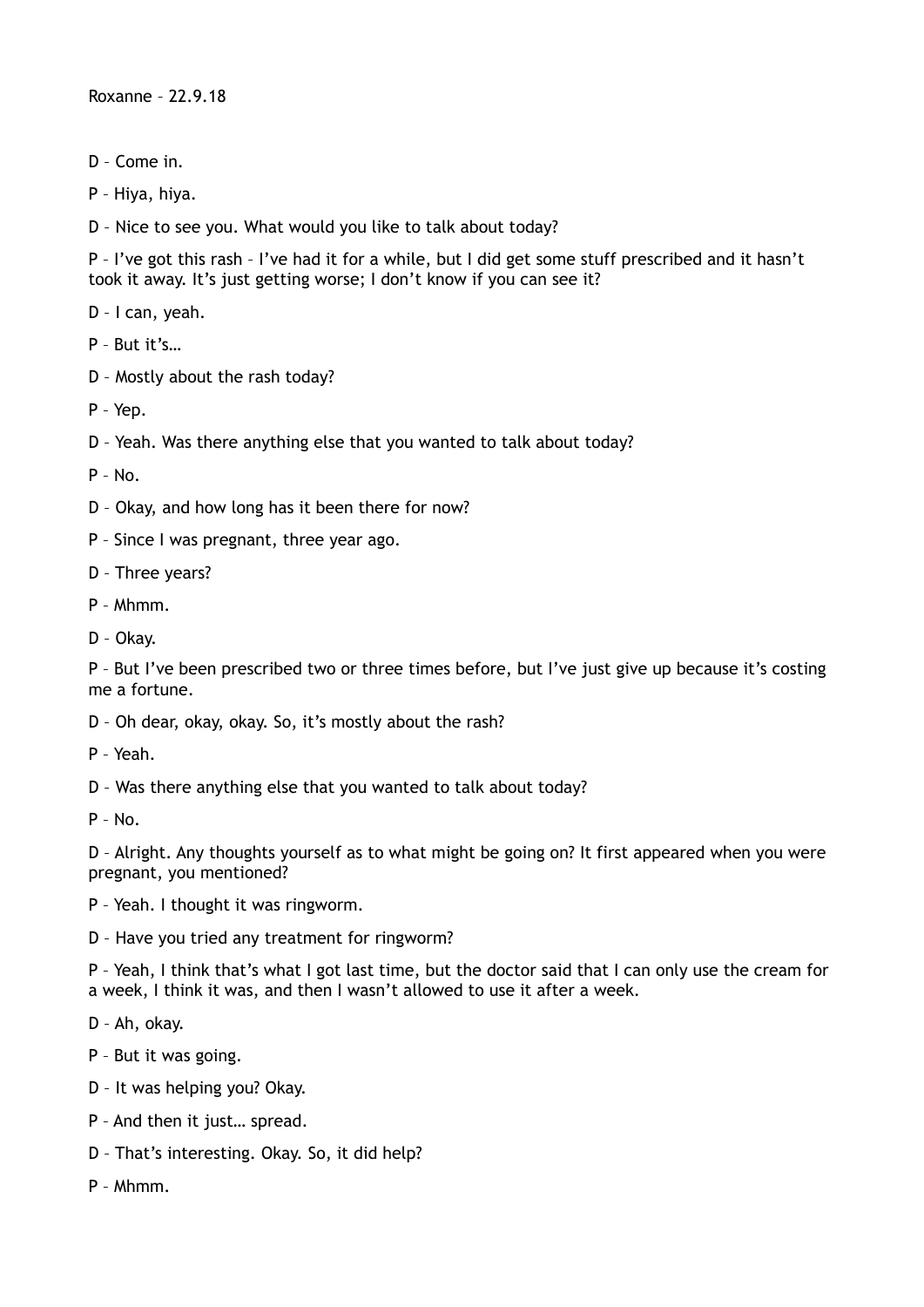Roxanne – 22.9.18

D – Come in.

P – Hiya, hiya.

D – Nice to see you. What would you like to talk about today?

P – I've got this rash – I've had it for a while, but I did get some stuff prescribed and it hasn't took it away. It's just getting worse; I don't know if you can see it?

D – I can, yeah.

P – But it's…

D – Mostly about the rash today?

P – Yep.

D – Yeah. Was there anything else that you wanted to talk about today?

P – No.

D – Okay, and how long has it been there for now?

P – Since I was pregnant, three year ago.

D – Three years?

P – Mhmm.

D – Okay.

P – But I've been prescribed two or three times before, but I've just give up because it's costing me a fortune.

D – Oh dear, okay, okay. So, it's mostly about the rash?

P – Yeah.

D – Was there anything else that you wanted to talk about today?

P – No.

D – Alright. Any thoughts yourself as to what might be going on? It first appeared when you were pregnant, you mentioned?

P – Yeah. I thought it was ringworm.

D – Have you tried any treatment for ringworm?

P – Yeah, I think that's what I got last time, but the doctor said that I can only use the cream for a week, I think it was, and then I wasn't allowed to use it after a week.

D – Ah, okay.

P – But it was going.

D – It was helping you? Okay.

P – And then it just… spread.

D – That's interesting. Okay. So, it did help?

P – Mhmm.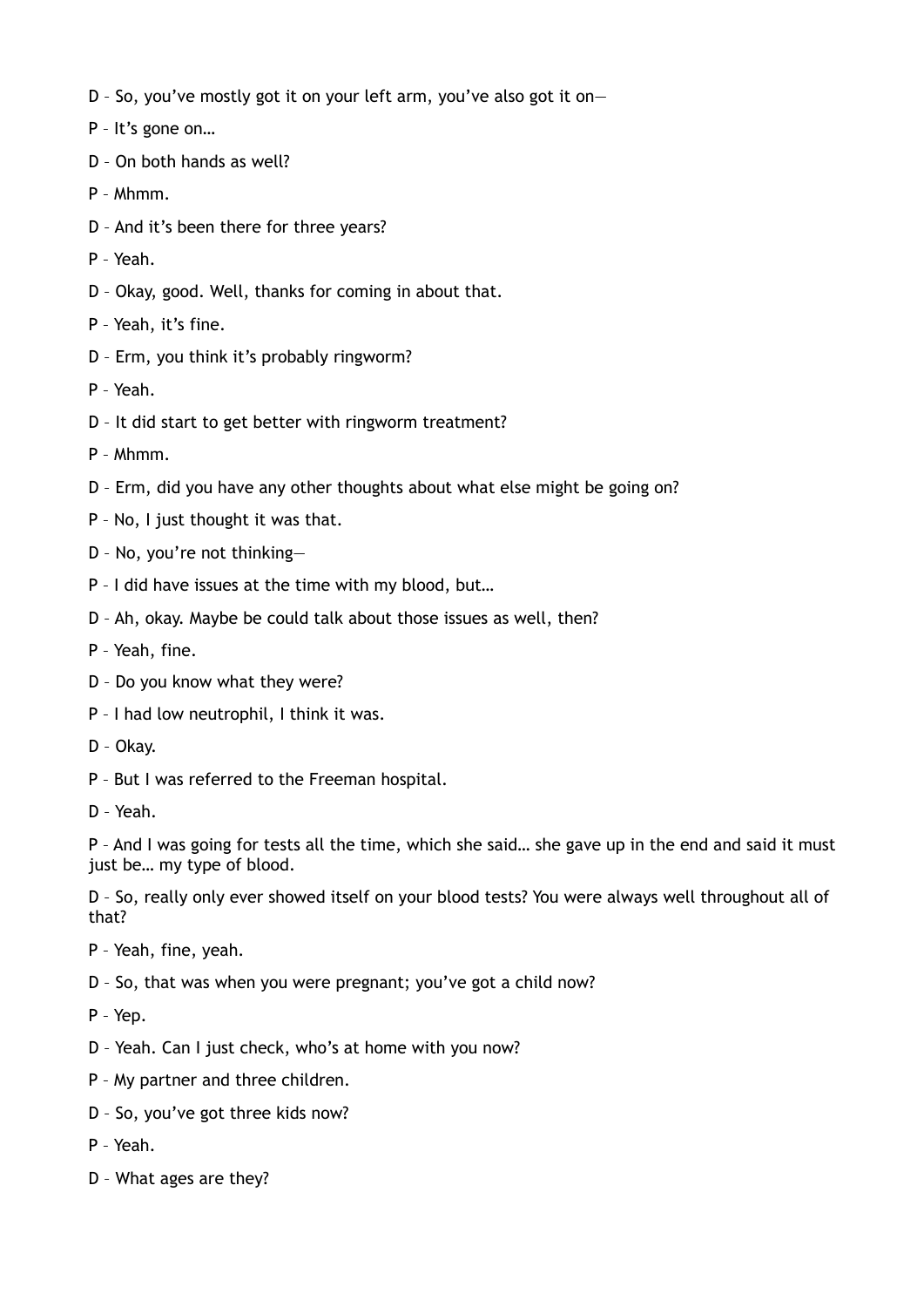D – So, you've mostly got it on your left arm, you've also got it on—

P – It's gone on…

D – On both hands as well?

P – Mhmm.

D – And it's been there for three years?

P – Yeah.

D – Okay, good. Well, thanks for coming in about that.

P – Yeah, it's fine.

D – Erm, you think it's probably ringworm?

P – Yeah.

D – It did start to get better with ringworm treatment?

P – Mhmm.

D – Erm, did you have any other thoughts about what else might be going on?

P – No, I just thought it was that.

D – No, you're not thinking—

P – I did have issues at the time with my blood, but…

D – Ah, okay. Maybe be could talk about those issues as well, then?

P – Yeah, fine.

D – Do you know what they were?

P – I had low neutrophil, I think it was.

D – Okay.

P – But I was referred to the Freeman hospital.

D – Yeah.

P – And I was going for tests all the time, which she said… she gave up in the end and said it must just be… my type of blood.

D – So, really only ever showed itself on your blood tests? You were always well throughout all of that?

P – Yeah, fine, yeah.

D – So, that was when you were pregnant; you've got a child now?

P – Yep.

D – Yeah. Can I just check, who's at home with you now?

P – My partner and three children.

D – So, you've got three kids now?

P – Yeah.

D – What ages are they?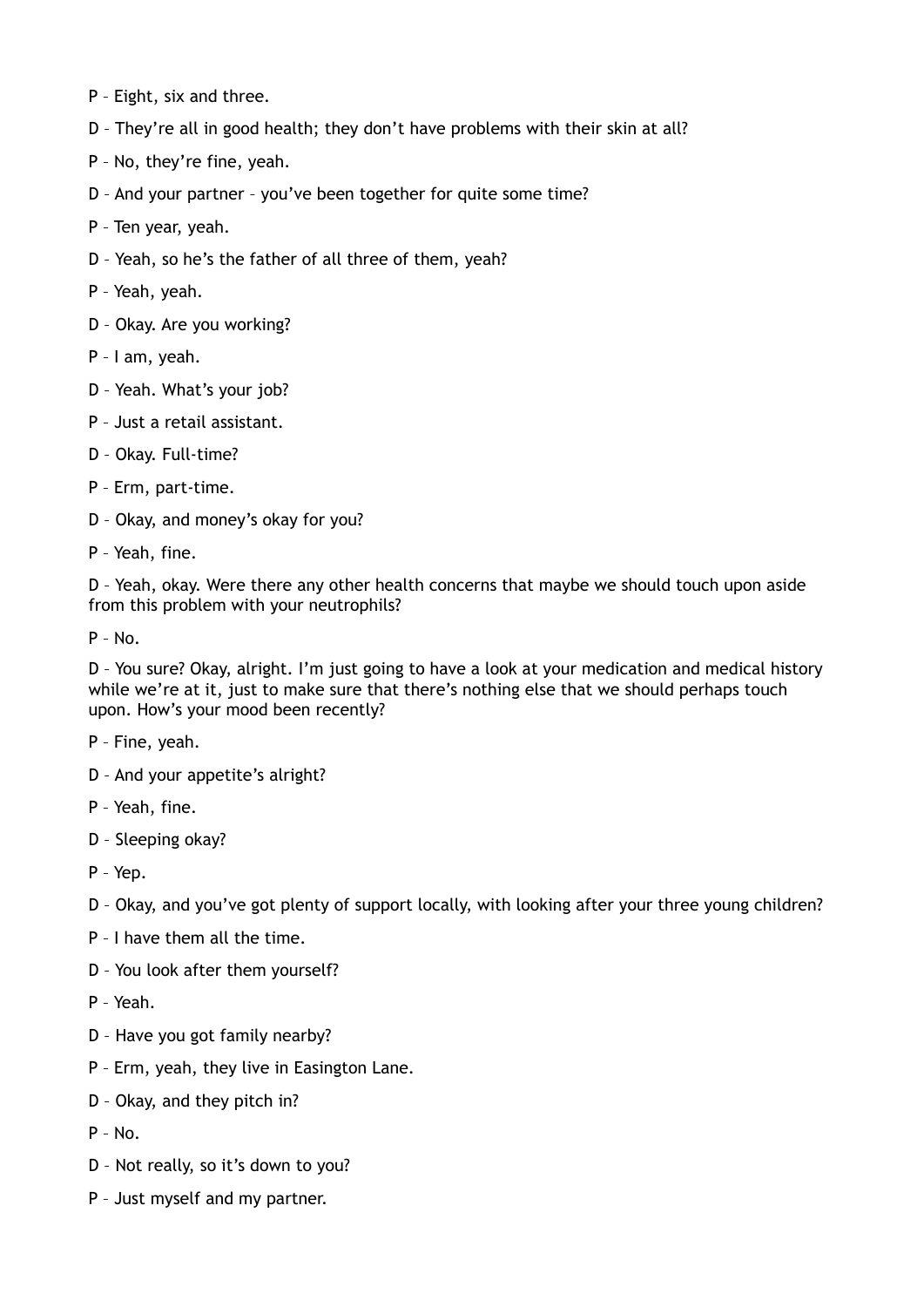P – Eight, six and three.

D – They're all in good health; they don't have problems with their skin at all?

P – No, they're fine, yeah.

D – And your partner – you've been together for quite some time?

P – Ten year, yeah.

D – Yeah, so he's the father of all three of them, yeah?

P – Yeah, yeah.

D – Okay. Are you working?

P – I am, yeah.

D – Yeah. What's your job?

P – Just a retail assistant.

D – Okay. Full-time?

P – Erm, part-time.

D – Okay, and money's okay for you?

P – Yeah, fine.

D – Yeah, okay. Were there any other health concerns that maybe we should touch upon aside from this problem with your neutrophils?

P – No.

D – You sure? Okay, alright. I'm just going to have a look at your medication and medical history while we're at it, just to make sure that there's nothing else that we should perhaps touch upon. How's your mood been recently?

P – Fine, yeah.

D – And your appetite's alright?

P – Yeah, fine.

D – Sleeping okay?

P – Yep.

D – Okay, and you've got plenty of support locally, with looking after your three young children?

P – I have them all the time.

D – You look after them yourself?

P – Yeah.

D – Have you got family nearby?

P – Erm, yeah, they live in Easington Lane.

D – Okay, and they pitch in?

P – No.

D – Not really, so it's down to you?

P – Just myself and my partner.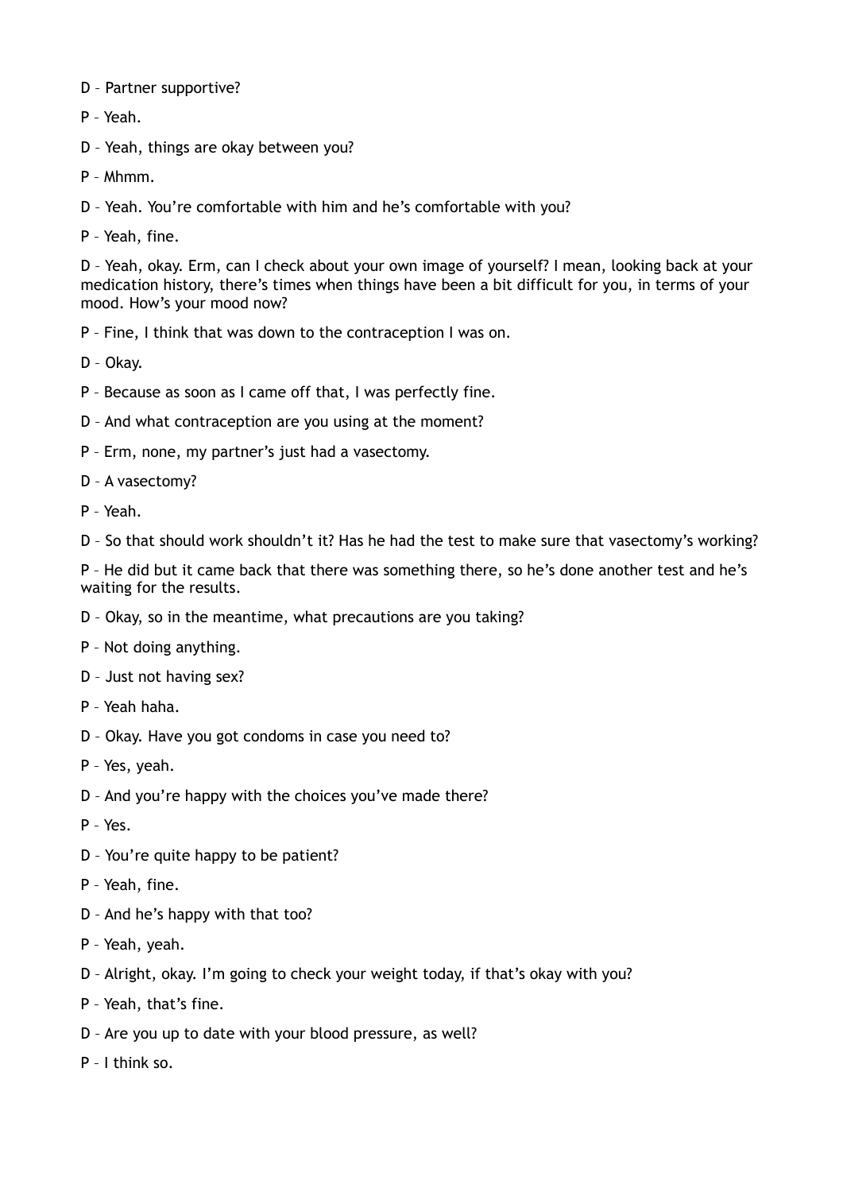D – Partner supportive?

P – Yeah.

D – Yeah, things are okay between you?

P – Mhmm.

D – Yeah. You're comfortable with him and he's comfortable with you?

P – Yeah, fine.

D – Yeah, okay. Erm, can I check about your own image of yourself? I mean, looking back at your medication history, there's times when things have been a bit difficult for you, in terms of your mood. How's your mood now?

P – Fine, I think that was down to the contraception I was on.

D – Okay.

P – Because as soon as I came off that, I was perfectly fine.

D – And what contraception are you using at the moment?

P – Erm, none, my partner's just had a vasectomy.

D – A vasectomy?

P – Yeah.

D – So that should work shouldn't it? Has he had the test to make sure that vasectomy's working?

P – He did but it came back that there was something there, so he's done another test and he's waiting for the results.

D – Okay, so in the meantime, what precautions are you taking?

P – Not doing anything.

D – Just not having sex?

P – Yeah haha.

D – Okay. Have you got condoms in case you need to?

P – Yes, yeah.

D – And you're happy with the choices you've made there?

P – Yes.

D – You're quite happy to be patient?

P – Yeah, fine.

D – And he's happy with that too?

P – Yeah, yeah.

D – Alright, okay. I'm going to check your weight today, if that's okay with you?

P – Yeah, that's fine.

D – Are you up to date with your blood pressure, as well?

P – I think so.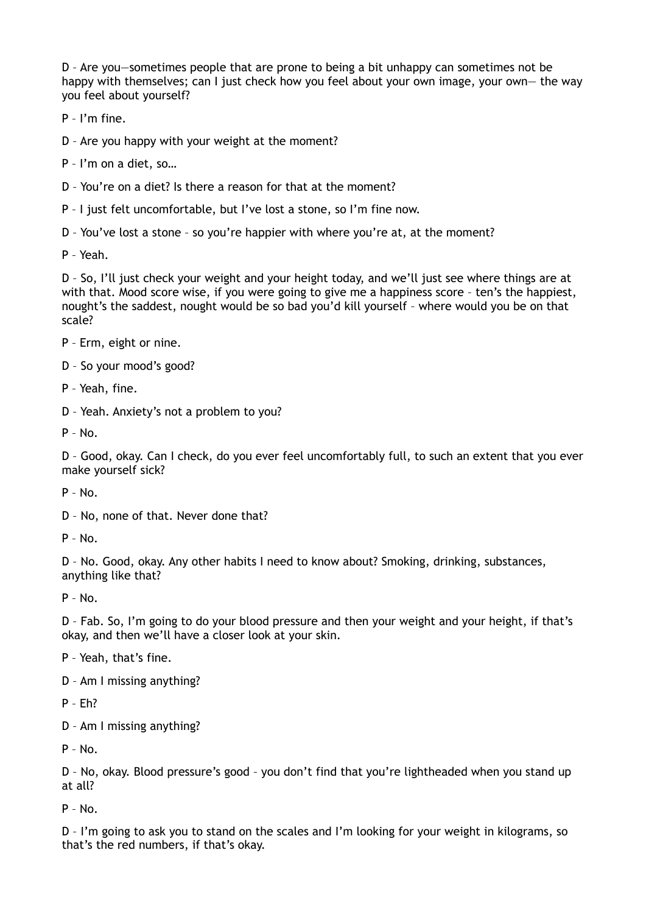D – Are you—sometimes people that are prone to being a bit unhappy can sometimes not be happy with themselves; can I just check how you feel about your own image, your own— the way you feel about yourself?

P – I'm fine.

D – Are you happy with your weight at the moment?

P – I'm on a diet, so…

D – You're on a diet? Is there a reason for that at the moment?

P – I just felt uncomfortable, but I've lost a stone, so I'm fine now.

D – You've lost a stone – so you're happier with where you're at, at the moment?

P – Yeah.

D – So, I'll just check your weight and your height today, and we'll just see where things are at with that. Mood score wise, if you were going to give me a happiness score – ten's the happiest, nought's the saddest, nought would be so bad you'd kill yourself – where would you be on that scale?

P – Erm, eight or nine.

D – So your mood's good?

P – Yeah, fine.

D – Yeah. Anxiety's not a problem to you?

P – No.

D – Good, okay. Can I check, do you ever feel uncomfortably full, to such an extent that you ever make yourself sick?

P – No.

D – No, none of that. Never done that?

P – No.

D – No. Good, okay. Any other habits I need to know about? Smoking, drinking, substances, anything like that?

P – No.

D – Fab. So, I'm going to do your blood pressure and then your weight and your height, if that's okay, and then we'll have a closer look at your skin.

P – Yeah, that's fine.

D – Am I missing anything?

P – Eh?

D – Am I missing anything?

P – No.

D – No, okay. Blood pressure's good – you don't find that you're lightheaded when you stand up at all?

P – No.

D – I'm going to ask you to stand on the scales and I'm looking for your weight in kilograms, so that's the red numbers, if that's okay.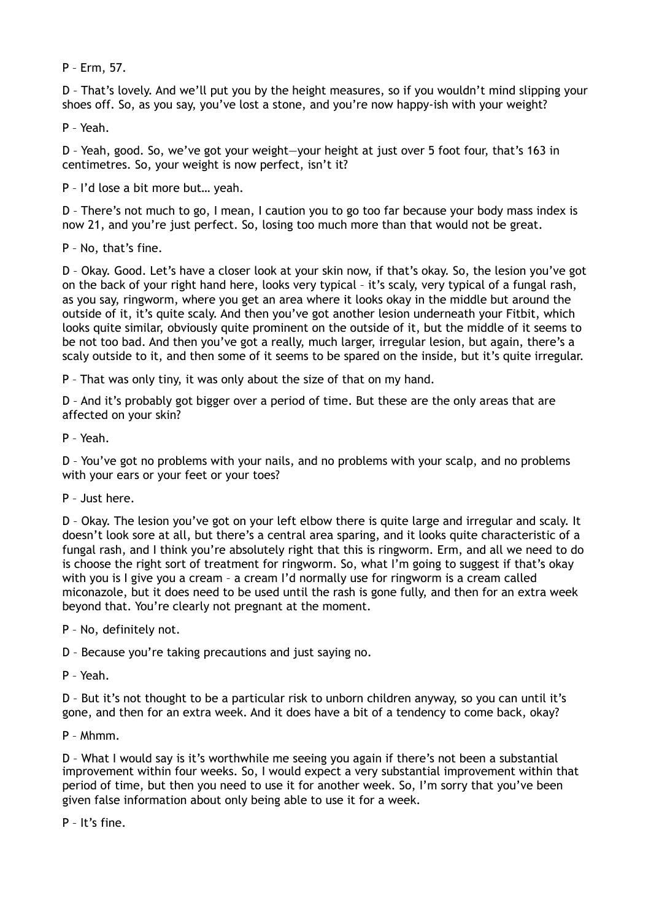P – Erm, 57.

D – That's lovely. And we'll put you by the height measures, so if you wouldn't mind slipping your shoes off. So, as you say, you've lost a stone, and you're now happy-ish with your weight?

P – Yeah.

D – Yeah, good. So, we've got your weight—your height at just over 5 foot four, that's 163 in centimetres. So, your weight is now perfect, isn't it?

P – I'd lose a bit more but… yeah.

D – There's not much to go, I mean, I caution you to go too far because your body mass index is now 21, and you're just perfect. So, losing too much more than that would not be great.

P – No, that's fine.

D – Okay. Good. Let's have a closer look at your skin now, if that's okay. So, the lesion you've got on the back of your right hand here, looks very typical – it's scaly, very typical of a fungal rash, as you say, ringworm, where you get an area where it looks okay in the middle but around the outside of it, it's quite scaly. And then you've got another lesion underneath your Fitbit, which looks quite similar, obviously quite prominent on the outside of it, but the middle of it seems to be not too bad. And then you've got a really, much larger, irregular lesion, but again, there's a scaly outside to it, and then some of it seems to be spared on the inside, but it's quite irregular.

P – That was only tiny, it was only about the size of that on my hand.

D – And it's probably got bigger over a period of time. But these are the only areas that are affected on your skin?

P – Yeah.

D – You've got no problems with your nails, and no problems with your scalp, and no problems with your ears or your feet or your toes?

P – Just here.

D – Okay. The lesion you've got on your left elbow there is quite large and irregular and scaly. It doesn't look sore at all, but there's a central area sparing, and it looks quite characteristic of a fungal rash, and I think you're absolutely right that this is ringworm. Erm, and all we need to do is choose the right sort of treatment for ringworm. So, what I'm going to suggest if that's okay with you is I give you a cream – a cream I'd normally use for ringworm is a cream called miconazole, but it does need to be used until the rash is gone fully, and then for an extra week beyond that. You're clearly not pregnant at the moment.

P – No, definitely not.

D – Because you're taking precautions and just saying no.

P – Yeah.

D – But it's not thought to be a particular risk to unborn children anyway, so you can until it's gone, and then for an extra week. And it does have a bit of a tendency to come back, okay?

P – Mhmm.

D – What I would say is it's worthwhile me seeing you again if there's not been a substantial improvement within four weeks. So, I would expect a very substantial improvement within that period of time, but then you need to use it for another week. So, I'm sorry that you've been given false information about only being able to use it for a week.

P – It's fine.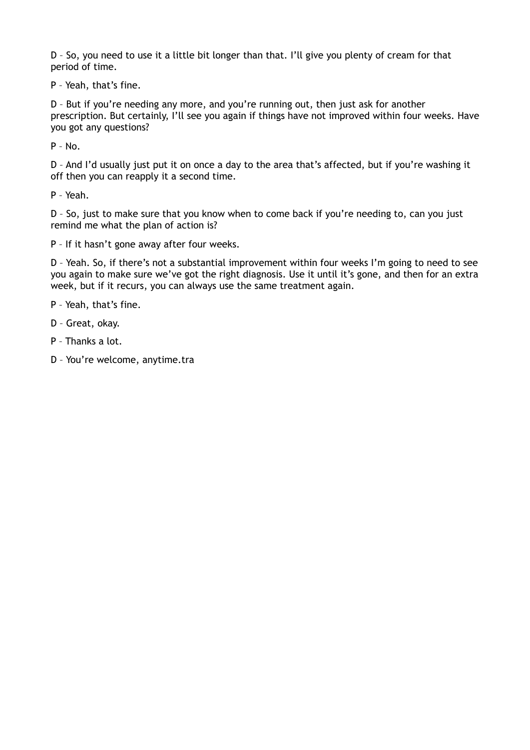D – So, you need to use it a little bit longer than that. I'll give you plenty of cream for that period of time.

P – Yeah, that's fine.

D – But if you're needing any more, and you're running out, then just ask for another prescription. But certainly, I'll see you again if things have not improved within four weeks. Have you got any questions?

P – No.

D – And I'd usually just put it on once a day to the area that's affected, but if you're washing it off then you can reapply it a second time.

P – Yeah.

D – So, just to make sure that you know when to come back if you're needing to, can you just remind me what the plan of action is?

P – If it hasn't gone away after four weeks.

D – Yeah. So, if there's not a substantial improvement within four weeks I'm going to need to see you again to make sure we've got the right diagnosis. Use it until it's gone, and then for an extra week, but if it recurs, you can always use the same treatment again.

P – Yeah, that's fine.

D – Great, okay.

P – Thanks a lot.

D – You're welcome, anytime.tra